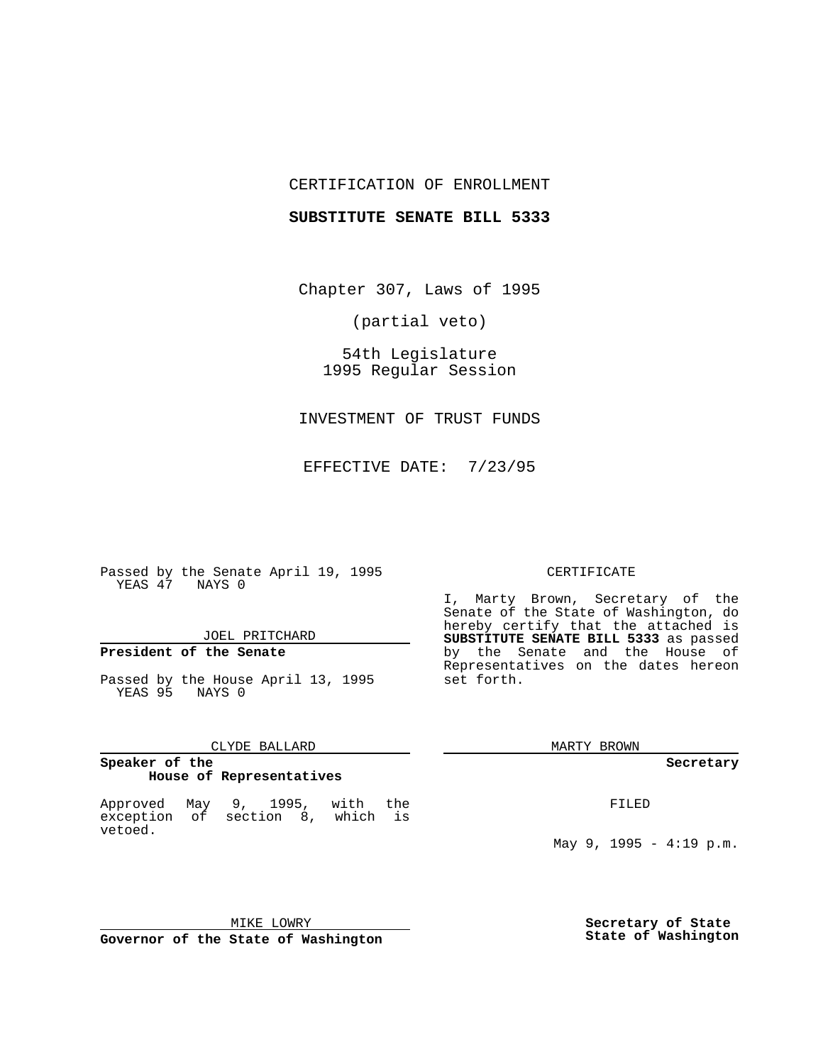CERTIFICATION OF ENROLLMENT

**SUBSTITUTE SENATE BILL 5333**

Chapter 307, Laws of 1995

(partial veto)

54th Legislature
1995 Regular Session

INVESTMENT OF TRUST FUNDS

EFFECTIVE DATE: 7/23/95

Passed by the Senate April 19, 1995
YEAS 47 NAYS 0

JOEL PRITCHARD

**President of the Senate**

Passed by the House April 13, 1995
YEAS 95 NAYS 0

CLYDE BALLARD

**Speaker of the House of Representatives**

Approved May 9, 1995, with the exception of section 8, which is vetoed.

MIKE LOWRY

**Governor of the State of Washington**

CERTIFICATE

I, Marty Brown, Secretary of the Senate of the State of Washington, do hereby certify that the attached is **SUBSTITUTE SENATE BILL 5333** as passed by the Senate and the House of Representatives on the dates hereon set forth.

MARTY BROWN

**Secretary**

FILED

May 9, 1995 - 4:19 p.m.

**Secretary of State State of Washington**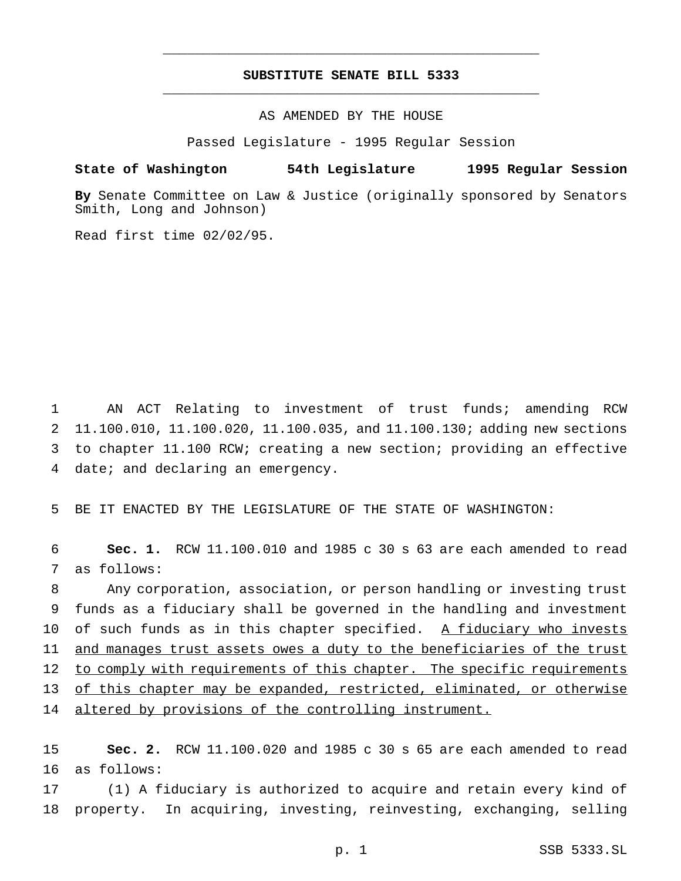# SUBSTITUTE SENATE BILL 5333

AS AMENDED BY THE HOUSE

Passed Legislature - 1995 Regular Session

**State of Washington 54th Legislature 1995 Regular Session**

**By** Senate Committee on Law & Justice (originally sponsored by Senators Smith, Long and Johnson)

Read first time 02/02/95.

AN ACT Relating to investment of trust funds; amending RCW 11.100.010, 11.100.020, 11.100.035, and 11.100.130; adding new sections to chapter 11.100 RCW; creating a new section; providing an effective date; and declaring an emergency.

BE IT ENACTED BY THE LEGISLATURE OF THE STATE OF WASHINGTON:

**Sec. 1.** RCW 11.100.010 and 1985 c 30 s 63 are each amended to read as follows:

Any corporation, association, or person handling or investing trust funds as a fiduciary shall be governed in the handling and investment of such funds as in this chapter specified. A fiduciary who invests and manages trust assets owes a duty to the beneficiaries of the trust to comply with requirements of this chapter. The specific requirements of this chapter may be expanded, restricted, eliminated, or otherwise altered by provisions of the controlling instrument.

**Sec. 2.** RCW 11.100.020 and 1985 c 30 s 65 are each amended to read as follows:

(1) A fiduciary is authorized to acquire and retain every kind of property. In acquiring, investing, reinvesting, exchanging, selling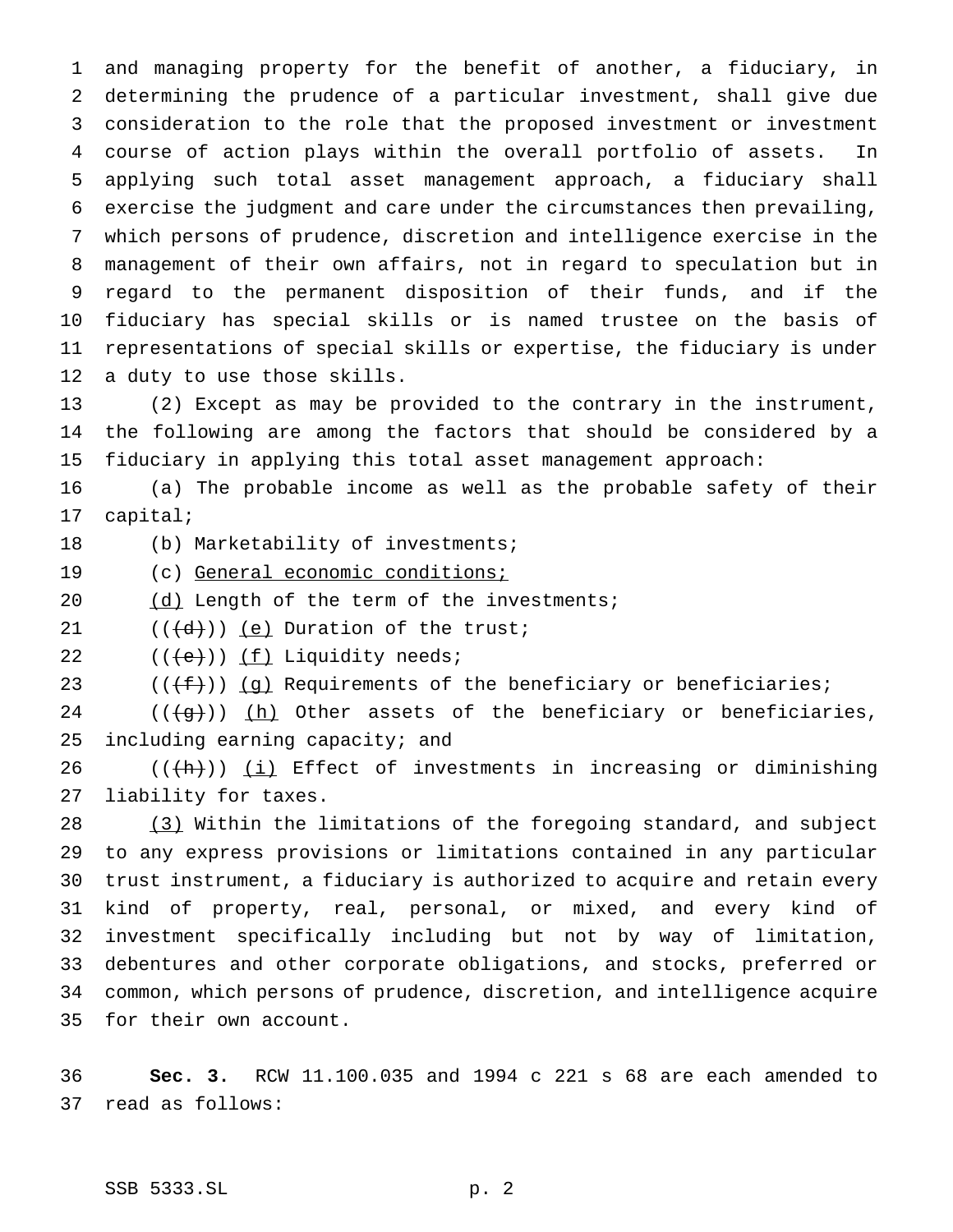and managing property for the benefit of another, a fiduciary, in determining the prudence of a particular investment, shall give due consideration to the role that the proposed investment or investment course of action plays within the overall portfolio of assets. In applying such total asset management approach, a fiduciary shall exercise the judgment and care under the circumstances then prevailing, which persons of prudence, discretion and intelligence exercise in the management of their own affairs, not in regard to speculation but in regard to the permanent disposition of their funds, and if the fiduciary has special skills or is named trustee on the basis of representations of special skills or expertise, the fiduciary is under a duty to use those skills.

(2) Except as may be provided to the contrary in the instrument, the following are among the factors that should be considered by a fiduciary in applying this total asset management approach:

(a) The probable income as well as the probable safety of their capital;

(b) Marketability of investments;

(c) <u>General economic conditions;</u>

<u>(d)</u> Length of the term of the investments;

((~~(d)~~)) <u>(e)</u> Duration of the trust;

((~~(e)~~)) <u>(f)</u> Liquidity needs;

((~~(f)~~)) <u>(g)</u> Requirements of the beneficiary or beneficiaries;

((~~(g)~~)) <u>(h)</u> Other assets of the beneficiary or beneficiaries, including earning capacity; and

((~~(h)~~)) <u>(i)</u> Effect of investments in increasing or diminishing liability for taxes.

<u>(3)</u> Within the limitations of the foregoing standard, and subject to any express provisions or limitations contained in any particular trust instrument, a fiduciary is authorized to acquire and retain every kind of property, real, personal, or mixed, and every kind of investment specifically including but not by way of limitation, debentures and other corporate obligations, and stocks, preferred or common, which persons of prudence, discretion, and intelligence acquire for their own account.

**Sec. 3.** RCW 11.100.035 and 1994 c 221 s 68 are each amended to read as follows: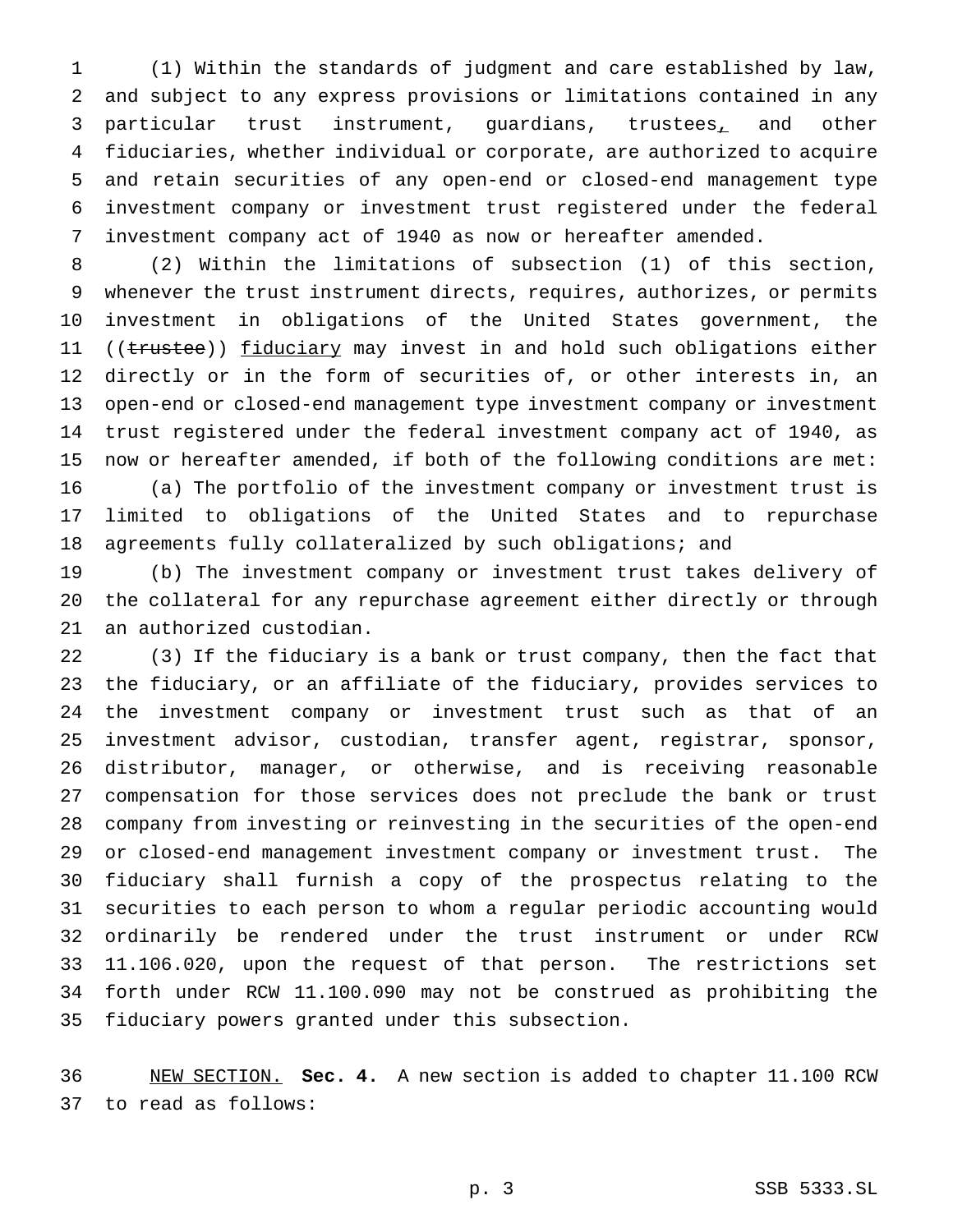(1) Within the standards of judgment and care established by law, and subject to any express provisions or limitations contained in any particular trust instrument, guardians, trustees, and other fiduciaries, whether individual or corporate, are authorized to acquire and retain securities of any open-end or closed-end management type investment company or investment trust registered under the federal investment company act of 1940 as now or hereafter amended.

(2) Within the limitations of subsection (1) of this section, whenever the trust instrument directs, requires, authorizes, or permits investment in obligations of the United States government, the ((~~trustee~~)) fiduciary may invest in and hold such obligations either directly or in the form of securities of, or other interests in, an open-end or closed-end management type investment company or investment trust registered under the federal investment company act of 1940, as now or hereafter amended, if both of the following conditions are met:

(a) The portfolio of the investment company or investment trust is limited to obligations of the United States and to repurchase agreements fully collateralized by such obligations; and

(b) The investment company or investment trust takes delivery of the collateral for any repurchase agreement either directly or through an authorized custodian.

(3) If the fiduciary is a bank or trust company, then the fact that the fiduciary, or an affiliate of the fiduciary, provides services to the investment company or investment trust such as that of an investment advisor, custodian, transfer agent, registrar, sponsor, distributor, manager, or otherwise, and is receiving reasonable compensation for those services does not preclude the bank or trust company from investing or reinvesting in the securities of the open-end or closed-end management investment company or investment trust. The fiduciary shall furnish a copy of the prospectus relating to the securities to each person to whom a regular periodic accounting would ordinarily be rendered under the trust instrument or under RCW 11.106.020, upon the request of that person. The restrictions set forth under RCW 11.100.090 may not be construed as prohibiting the fiduciary powers granted under this subsection.

NEW SECTION. **Sec. 4.** A new section is added to chapter 11.100 RCW to read as follows: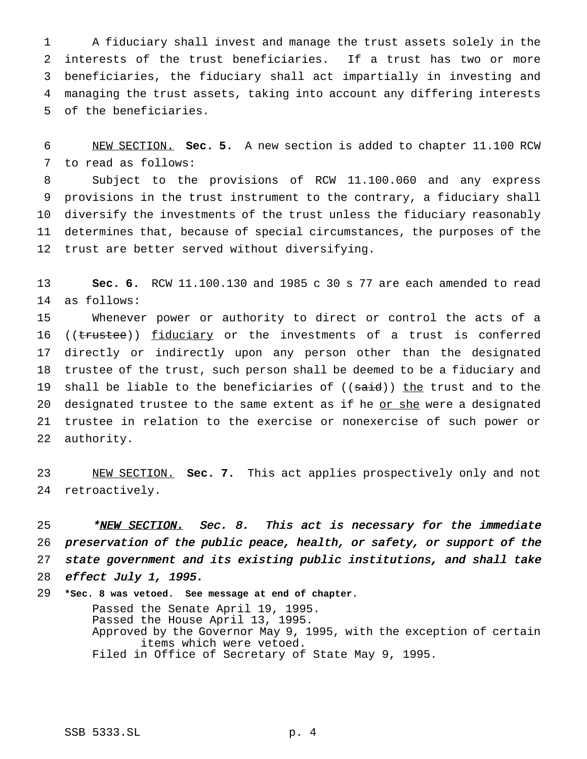A fiduciary shall invest and manage the trust assets solely in the interests of the trust beneficiaries. If a trust has two or more beneficiaries, the fiduciary shall act impartially in investing and managing the trust assets, taking into account any differing interests of the beneficiaries.

NEW SECTION. **Sec. 5.** A new section is added to chapter 11.100 RCW to read as follows:

Subject to the provisions of RCW 11.100.060 and any express provisions in the trust instrument to the contrary, a fiduciary shall diversify the investments of the trust unless the fiduciary reasonably determines that, because of special circumstances, the purposes of the trust are better served without diversifying.

**Sec. 6.** RCW 11.100.130 and 1985 c 30 s 77 are each amended to read as follows:

Whenever power or authority to direct or control the acts of a ((~~trustee~~)) fiduciary or the investments of a trust is conferred directly or indirectly upon any person other than the designated trustee of the trust, such person shall be deemed to be a fiduciary and shall be liable to the beneficiaries of ((~~said~~)) the trust and to the designated trustee to the same extent as if he or she were a designated trustee in relation to the exercise or nonexercise of such power or authority.

NEW SECTION. **Sec. 7.** This act applies prospectively only and not retroactively.

*\*NEW SECTION. Sec. 8. This act is necessary for the immediate preservation of the public peace, health, or safety, or support of the state government and its existing public institutions, and shall take effect July 1, 1995.*

**\*Sec. 8 was vetoed. See message at end of chapter.**

Passed the Senate April 19, 1995.
Passed the House April 13, 1995.
Approved by the Governor May 9, 1995, with the exception of certain items which were vetoed.
Filed in Office of Secretary of State May 9, 1995.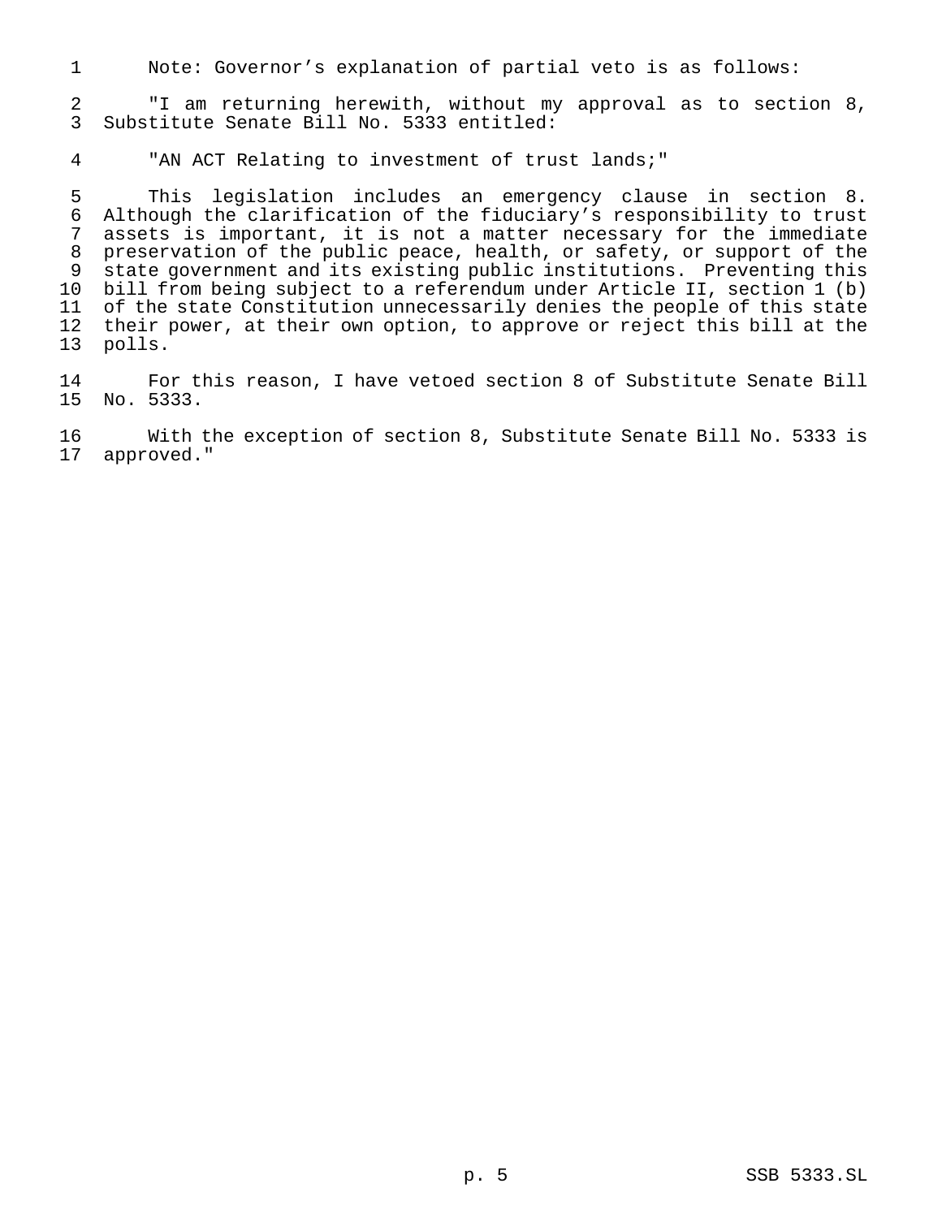Note: Governor's explanation of partial veto is as follows:

"I am returning herewith, without my approval as to section 8, Substitute Senate Bill No. 5333 entitled:

"AN ACT Relating to investment of trust lands;"

This legislation includes an emergency clause in section 8. Although the clarification of the fiduciary's responsibility to trust assets is important, it is not a matter necessary for the immediate preservation of the public peace, health, or safety, or support of the state government and its existing public institutions. Preventing this bill from being subject to a referendum under Article II, section 1 (b) of the state Constitution unnecessarily denies the people of this state their power, at their own option, to approve or reject this bill at the polls.

For this reason, I have vetoed section 8 of Substitute Senate Bill No. 5333.

With the exception of section 8, Substitute Senate Bill No. 5333 is approved."